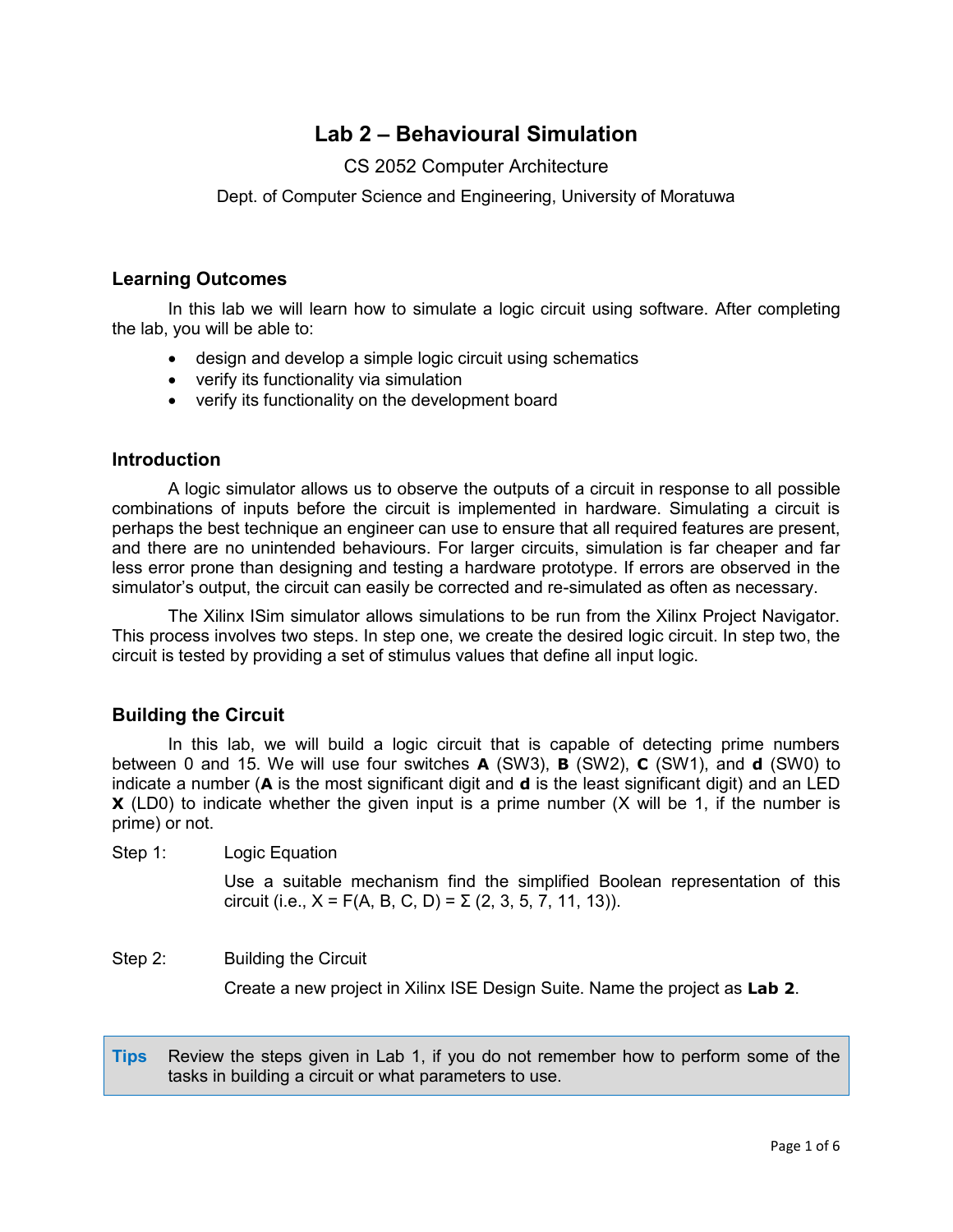# Lab 2 – Behavioural Simulation

CS 2052 Computer Architecture

Dept. of Computer Science and Engineering, University of Moratuwa

## Learning Outcomes

In this lab we will learn how to simulate a logic circuit using software. After completing the lab, you will be able to:

- design and develop a simple logic circuit using schematics
- verify its functionality via simulation
- verify its functionality on the development board

## Introduction

A logic simulator allows us to observe the outputs of a circuit in response to all possible combinations of inputs before the circuit is implemented in hardware. Simulating a circuit is perhaps the best technique an engineer can use to ensure that all required features are present, and there are no unintended behaviours. For larger circuits, simulation is far cheaper and far less error prone than designing and testing a hardware prototype. If errors are observed in the simulator's output, the circuit can easily be corrected and re-simulated as often as necessary.

The Xilinx ISim simulator allows simulations to be run from the Xilinx Project Navigator. This process involves two steps. In step one, we create the desired logic circuit. In step two, the circuit is tested by providing a set of stimulus values that define all input logic.

## Building the Circuit

In this lab, we will build a logic circuit that is capable of detecting prime numbers between 0 and 15. We will use four switches **A** (SW3), **B** (SW2), **C** (SW1), and **d** (SW0) to indicate a number (**A** is the most significant digit and **d** is the least significant digit) and an LED **X** (LD0) to indicate whether the given input is a prime number (X will be 1, if the number is prime) or not.

Step 1: Logic Equation

Use a suitable mechanism find the simplified Boolean representation of this circuit (i.e., $X = F(A, B, C, D) = \Sigma\,(2, 3, 5, 7, 11, 13)$).

Step 2: Building the Circuit

Create a new project in Xilinx ISE Design Suite. Name the project as **Lab 2**.

> **Tips** Review the steps given in Lab 1, if you do not remember how to perform some of the tasks in building a circuit or what parameters to use.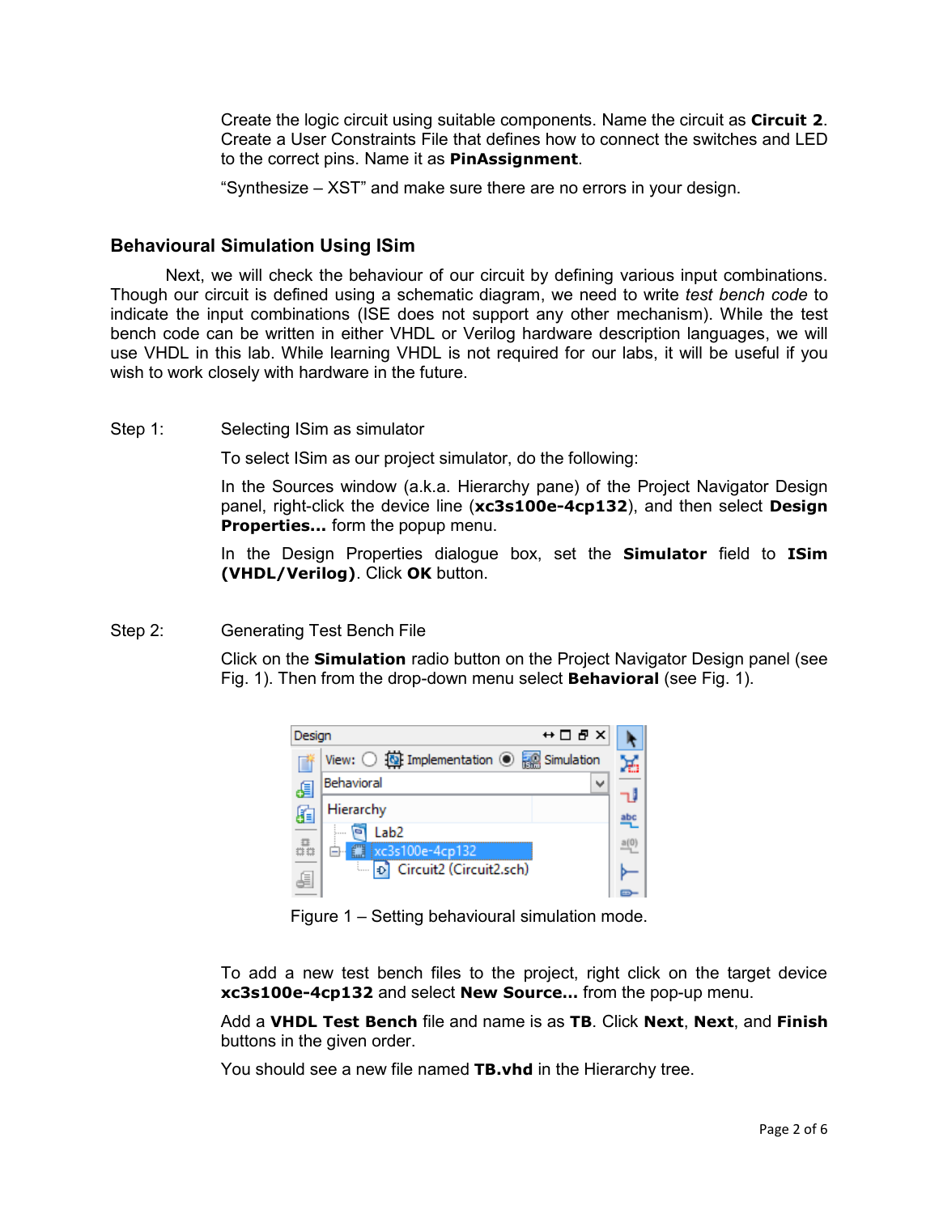Create the logic circuit using suitable components. Name the circuit as **Circuit 2**. Create a User Constraints File that defines how to connect the switches and LED to the correct pins. Name it as **PinAssignment**.

“Synthesize – XST” and make sure there are no errors in your design.

## Behavioural Simulation Using ISim

Next, we will check the behaviour of our circuit by defining various input combinations. Though our circuit is defined using a schematic diagram, we need to write *test bench code* to indicate the input combinations (ISE does not support any other mechanism). While the test bench code can be written in either VHDL or Verilog hardware description languages, we will use VHDL in this lab. While learning VHDL is not required for our labs, it will be useful if you wish to work closely with hardware in the future.

Step 1: Selecting ISim as simulator

To select ISim as our project simulator, do the following:

In the Sources window (a.k.a. Hierarchy pane) of the Project Navigator Design panel, right-click the device line (**xc3s100e-4cp132**), and then select **Design Properties...** form the popup menu.

In the Design Properties dialogue box, set the **Simulator** field to **ISim (VHDL/Verilog)**. Click **OK** button.

Step 2: Generating Test Bench File

Click on the **Simulation** radio button on the Project Navigator Design panel (see Fig. 1). Then from the drop-down menu select **Behavioral** (see Fig. 1).

Figure 1 – Setting behavioural simulation mode.

To add a new test bench files to the project, right click on the target device **xc3s100e-4cp132** and select **New Source...** from the pop-up menu.

Add a **VHDL Test Bench** file and name is as **TB**. Click **Next**, **Next**, and **Finish** buttons in the given order.

You should see a new file named **TB.vhd** in the Hierarchy tree.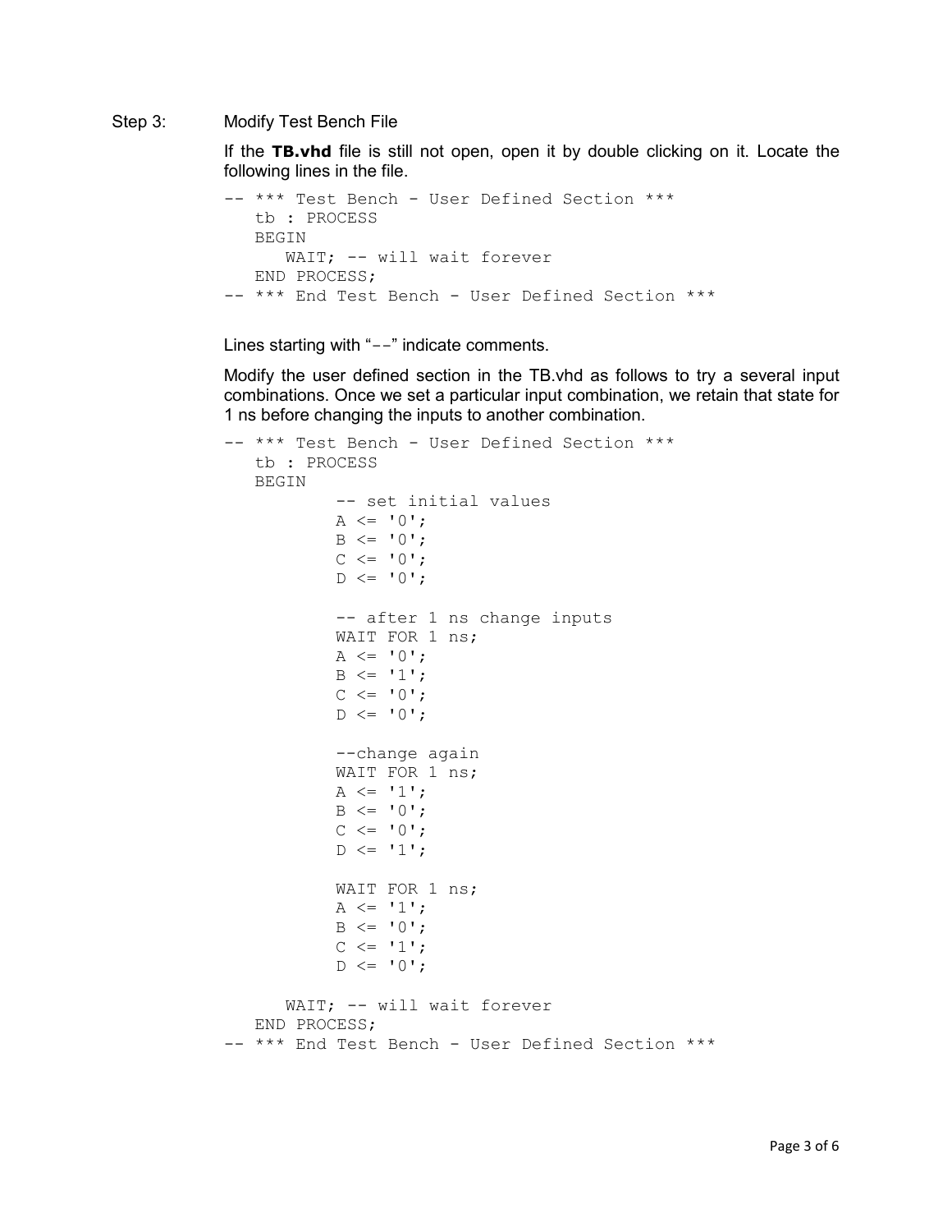Step 3: Modify Test Bench File

If the **TB.vhd** file is still not open, open it by double clicking on it. Locate the following lines in the file.

```
-- *** Test Bench - User Defined Section ***
   tb : PROCESS
   BEGIN
      WAIT; -- will wait forever
   END PROCESS;
-- *** End Test Bench - User Defined Section ***
```

Lines starting with "`--`" indicate comments.

Modify the user defined section in the TB.vhd as follows to try a several input combinations. Once we set a particular input combination, we retain that state for 1 ns before changing the inputs to another combination.

```
-- *** Test Bench - User Defined Section ***
   tb : PROCESS
   BEGIN
         -- set initial values
         A <= '0';
         B <= '0';
         C <= '0';
         D <= '0';

         -- after 1 ns change inputs
         WAIT FOR 1 ns;
         A <= '0';
         B <= '1';
         C <= '0';
         D <= '0';

         --change again
         WAIT FOR 1 ns;
         A <= '1';
         B <= '0';
         C <= '0';
         D <= '1';

         WAIT FOR 1 ns;
         A <= '1';
         B <= '0';
         C <= '1';
         D <= '0';

      WAIT; -- will wait forever
   END PROCESS;
-- *** End Test Bench - User Defined Section ***
```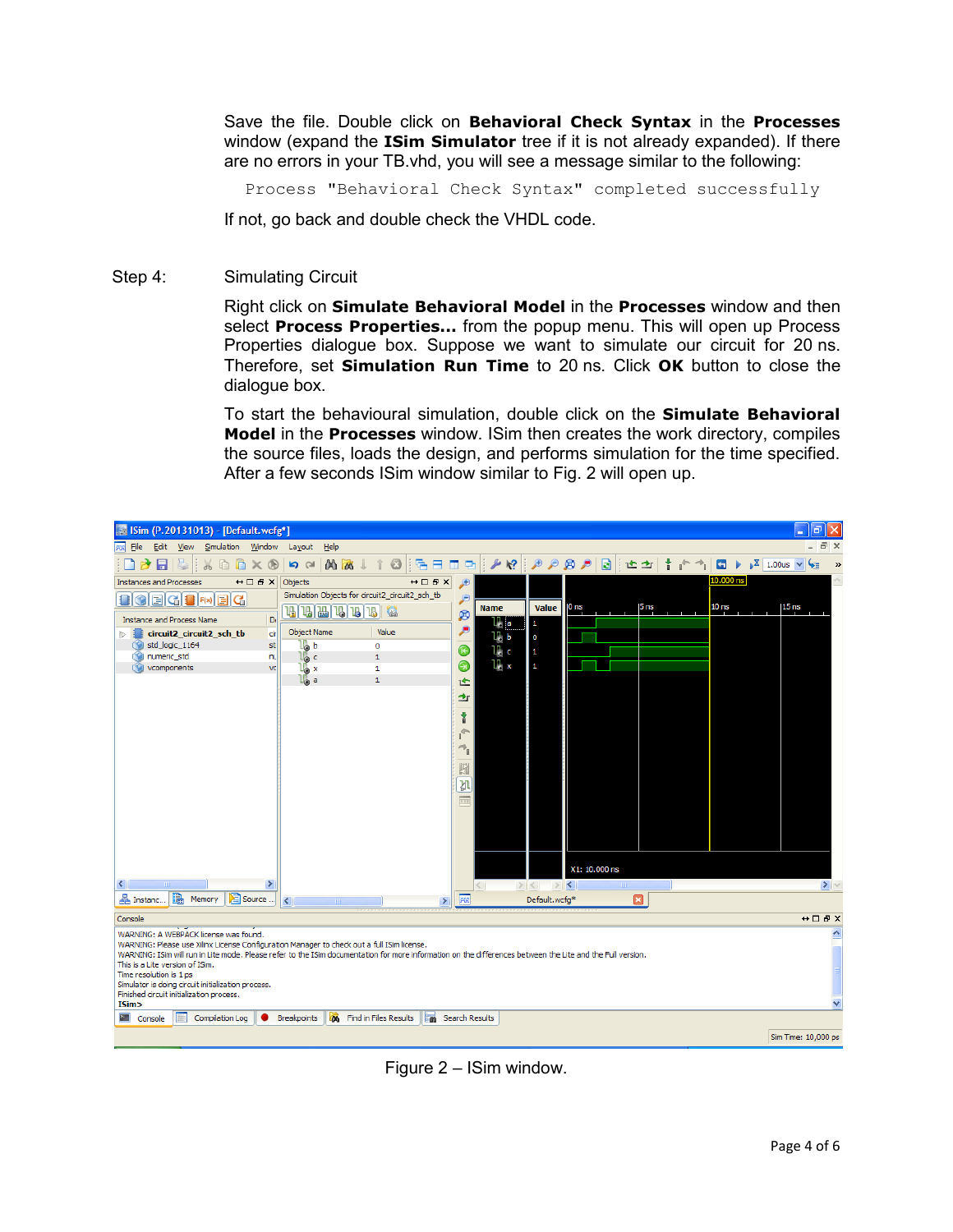Save the file. Double click on **Behavioral Check Syntax** in the **Processes** window (expand the **ISim Simulator** tree if it is not already expanded). If there are no errors in your TB.vhd, you will see a message similar to the following:

```
Process "Behavioral Check Syntax" completed successfully
```

If not, go back and double check the VHDL code.

Step 4: Simulating Circuit

Right click on **Simulate Behavioral Model** in the **Processes** window and then select **Process Properties…** from the popup menu. This will open up Process Properties dialogue box. Suppose we want to simulate our circuit for 20 ns. Therefore, set **Simulation Run Time** to 20 ns. Click **OK** button to close the dialogue box.

To start the behavioural simulation, double click on the **Simulate Behavioral Model** in the **Processes** window. ISim then creates the work directory, compiles the source files, loads the design, and performs simulation for the time specified. After a few seconds ISim window similar to Fig. 2 will open up.

Figure 2 – ISim window.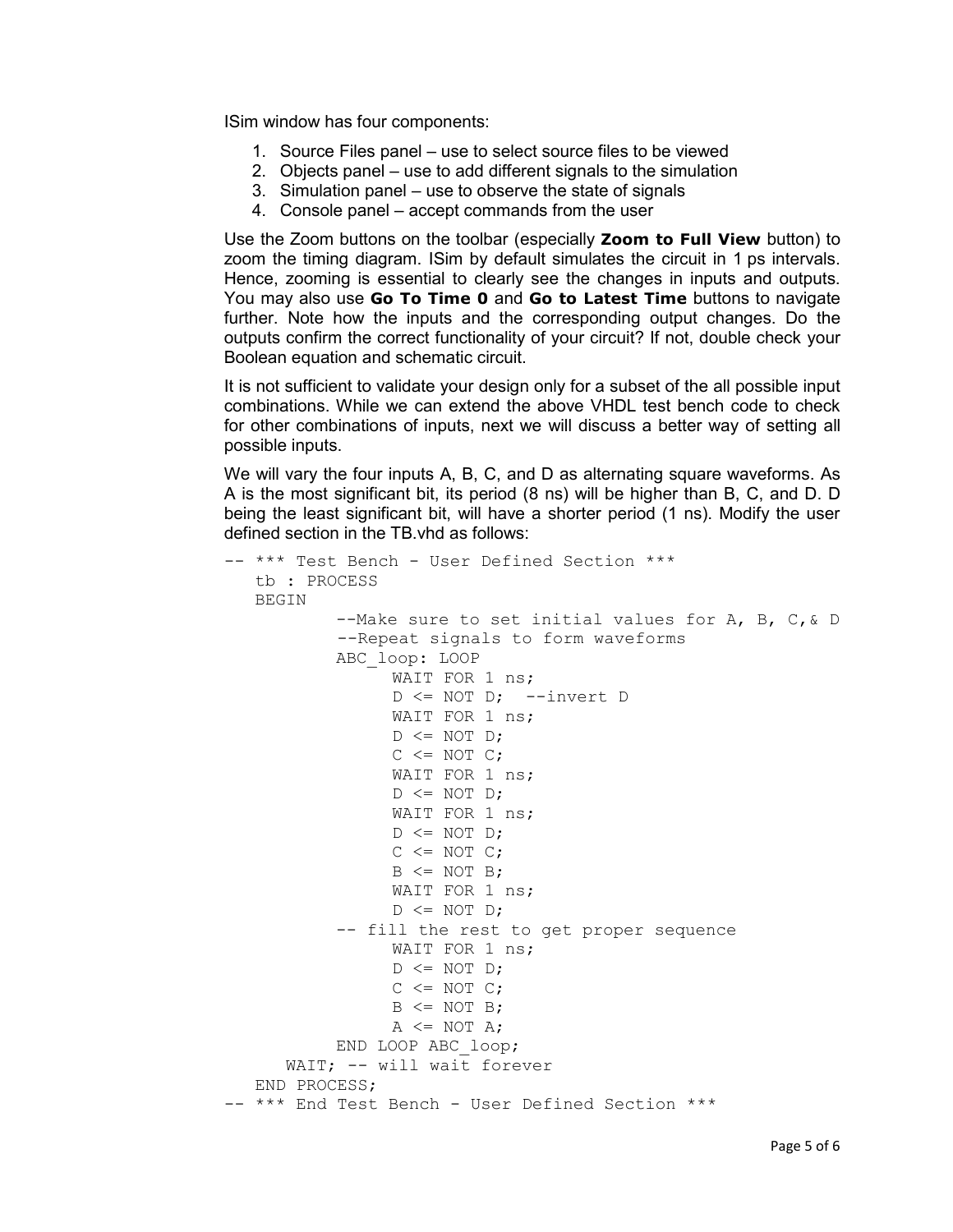ISim window has four components:

1. Source Files panel – use to select source files to be viewed
2. Objects panel – use to add different signals to the simulation
3. Simulation panel – use to observe the state of signals
4. Console panel – accept commands from the user

Use the Zoom buttons on the toolbar (especially **Zoom to Full View** button) to zoom the timing diagram. ISim by default simulates the circuit in 1 ps intervals. Hence, zooming is essential to clearly see the changes in inputs and outputs. You may also use **Go To Time 0** and **Go to Latest Time** buttons to navigate further. Note how the inputs and the corresponding output changes. Do the outputs confirm the correct functionality of your circuit? If not, double check your Boolean equation and schematic circuit.

It is not sufficient to validate your design only for a subset of the all possible input combinations. While we can extend the above VHDL test bench code to check for other combinations of inputs, next we will discuss a better way of setting all possible inputs.

We will vary the four inputs A, B, C, and D as alternating square waveforms. As A is the most significant bit, its period (8 ns) will be higher than B, C, and D. D being the least significant bit, will have a shorter period (1 ns). Modify the user defined section in the TB.vhd as follows:

```
-- *** Test Bench - User Defined Section ***
   tb : PROCESS
   BEGIN
           --Make sure to set initial values for A, B, C,& D
           --Repeat signals to form waveforms
           ABC_loop: LOOP
                WAIT FOR 1 ns;
                D <= NOT D;  --invert D
                WAIT FOR 1 ns;
                D <= NOT D;
                C <= NOT C;
                WAIT FOR 1 ns;
                D <= NOT D;
                WAIT FOR 1 ns;
                D <= NOT D;
                C <= NOT C;
                B <= NOT B;
                WAIT FOR 1 ns;
                D <= NOT D;
           -- fill the rest to get proper sequence
                WAIT FOR 1 ns;
                D <= NOT D;
                C <= NOT C;
                B <= NOT B;
                A <= NOT A;
           END LOOP ABC_loop;
      WAIT; -- will wait forever
   END PROCESS;
-- *** End Test Bench - User Defined Section ***
```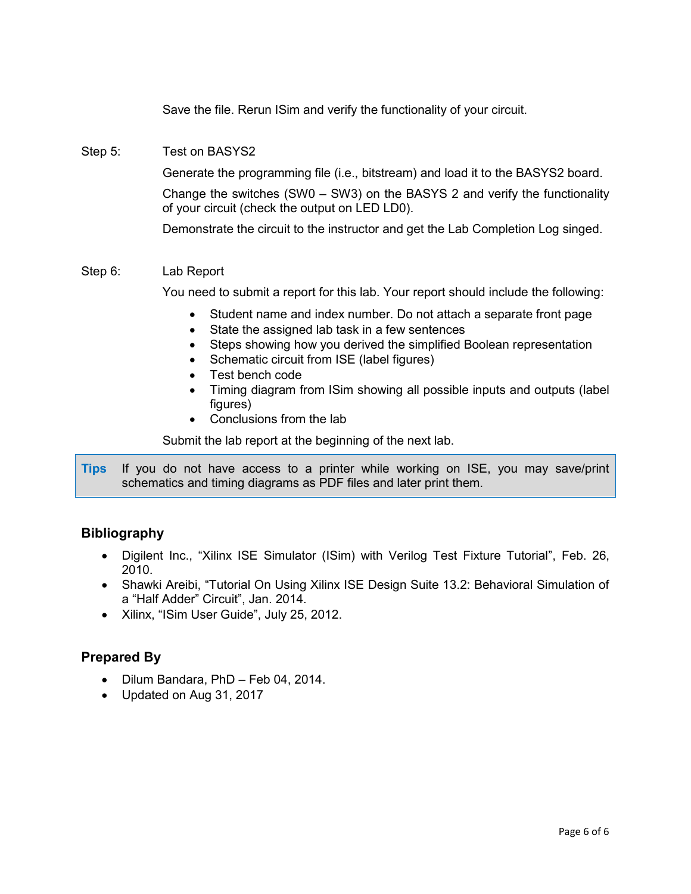Save the file. Rerun ISim and verify the functionality of your circuit.

Step 5: Test on BASYS2

Generate the programming file (i.e., bitstream) and load it to the BASYS2 board.

Change the switches (SW0 – SW3) on the BASYS 2 and verify the functionality of your circuit (check the output on LED LD0).

Demonstrate the circuit to the instructor and get the Lab Completion Log singed.

Step 6: Lab Report

You need to submit a report for this lab. Your report should include the following:

- Student name and index number. Do not attach a separate front page
- State the assigned lab task in a few sentences
- Steps showing how you derived the simplified Boolean representation
- Schematic circuit from ISE (label figures)
- Test bench code
- Timing diagram from ISim showing all possible inputs and outputs (label figures)
- Conclusions from the lab

Submit the lab report at the beginning of the next lab.

> **Tips** If you do not have access to a printer while working on ISE, you may save/print schematics and timing diagrams as PDF files and later print them.

### Bibliography

- Digilent Inc., "Xilinx ISE Simulator (ISim) with Verilog Test Fixture Tutorial", Feb. 26, 2010.
- Shawki Areibi, "Tutorial On Using Xilinx ISE Design Suite 13.2: Behavioral Simulation of a "Half Adder" Circuit", Jan. 2014.
- Xilinx, "ISim User Guide", July 25, 2012.

### Prepared By

- Dilum Bandara, PhD – Feb 04, 2014.
- Updated on Aug 31, 2017